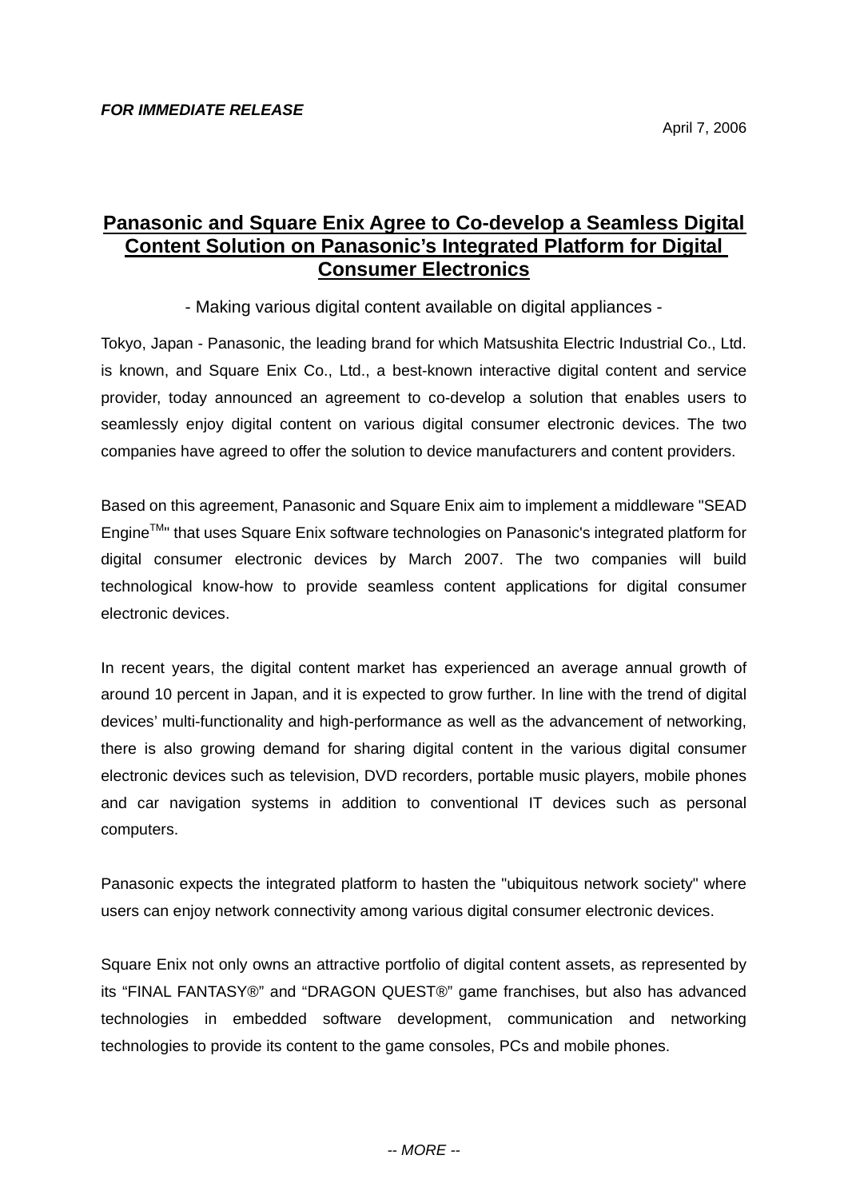***FOR IMMEDIATE RELEASE***

April 7, 2006

# Panasonic and Square Enix Agree to Co-develop a Seamless Digital Content Solution on Panasonic's Integrated Platform for Digital Consumer Electronics

- Making various digital content available on digital appliances -

Tokyo, Japan - Panasonic, the leading brand for which Matsushita Electric Industrial Co., Ltd. is known, and Square Enix Co., Ltd., a best-known interactive digital content and service provider, today announced an agreement to co-develop a solution that enables users to seamlessly enjoy digital content on various digital consumer electronic devices. The two companies have agreed to offer the solution to device manufacturers and content providers.

Based on this agreement, Panasonic and Square Enix aim to implement a middleware "SEAD Engine™" that uses Square Enix software technologies on Panasonic's integrated platform for digital consumer electronic devices by March 2007. The two companies will build technological know-how to provide seamless content applications for digital consumer electronic devices.

In recent years, the digital content market has experienced an average annual growth of around 10 percent in Japan, and it is expected to grow further. In line with the trend of digital devices' multi-functionality and high-performance as well as the advancement of networking, there is also growing demand for sharing digital content in the various digital consumer electronic devices such as television, DVD recorders, portable music players, mobile phones and car navigation systems in addition to conventional IT devices such as personal computers.

Panasonic expects the integrated platform to hasten the "ubiquitous network society" where users can enjoy network connectivity among various digital consumer electronic devices.

Square Enix not only owns an attractive portfolio of digital content assets, as represented by its "FINAL FANTASY®" and "DRAGON QUEST®" game franchises, but also has advanced technologies in embedded software development, communication and networking technologies to provide its content to the game consoles, PCs and mobile phones.

*-- MORE --*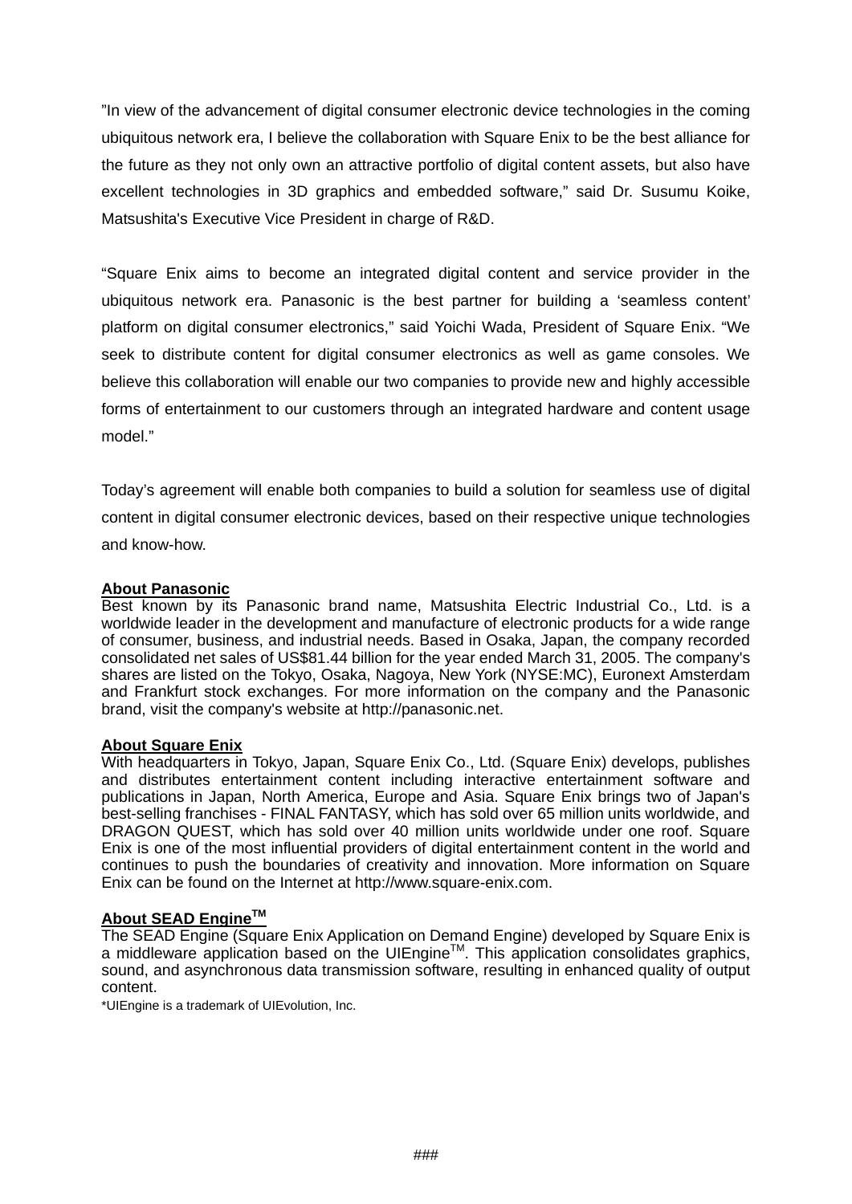"In view of the advancement of digital consumer electronic device technologies in the coming ubiquitous network era, I believe the collaboration with Square Enix to be the best alliance for the future as they not only own an attractive portfolio of digital content assets, but also have excellent technologies in 3D graphics and embedded software," said Dr. Susumu Koike, Matsushita's Executive Vice President in charge of R&D.

"Square Enix aims to become an integrated digital content and service provider in the ubiquitous network era. Panasonic is the best partner for building a 'seamless content' platform on digital consumer electronics," said Yoichi Wada, President of Square Enix. "We seek to distribute content for digital consumer electronics as well as game consoles. We believe this collaboration will enable our two companies to provide new and highly accessible forms of entertainment to our customers through an integrated hardware and content usage model."

Today's agreement will enable both companies to build a solution for seamless use of digital content in digital consumer electronic devices, based on their respective unique technologies and know-how.

**About Panasonic**

Best known by its Panasonic brand name, Matsushita Electric Industrial Co., Ltd. is a worldwide leader in the development and manufacture of electronic products for a wide range of consumer, business, and industrial needs. Based in Osaka, Japan, the company recorded consolidated net sales of US$81.44 billion for the year ended March 31, 2005. The company's shares are listed on the Tokyo, Osaka, Nagoya, New York (NYSE:MC), Euronext Amsterdam and Frankfurt stock exchanges. For more information on the company and the Panasonic brand, visit the company's website at http://panasonic.net.

**About Square Enix**

With headquarters in Tokyo, Japan, Square Enix Co., Ltd. (Square Enix) develops, publishes and distributes entertainment content including interactive entertainment software and publications in Japan, North America, Europe and Asia. Square Enix brings two of Japan's best-selling franchises - FINAL FANTASY, which has sold over 65 million units worldwide, and DRAGON QUEST, which has sold over 40 million units worldwide under one roof. Square Enix is one of the most influential providers of digital entertainment content in the world and continues to push the boundaries of creativity and innovation. More information on Square Enix can be found on the Internet at http://www.square-enix.com.

**About SEAD Engine™**

The SEAD Engine (Square Enix Application on Demand Engine) developed by Square Enix is a middleware application based on the UIEngine™. This application consolidates graphics, sound, and asynchronous data transmission software, resulting in enhanced quality of output content.

*UIEngine is a trademark of UIEvolution, Inc.

###